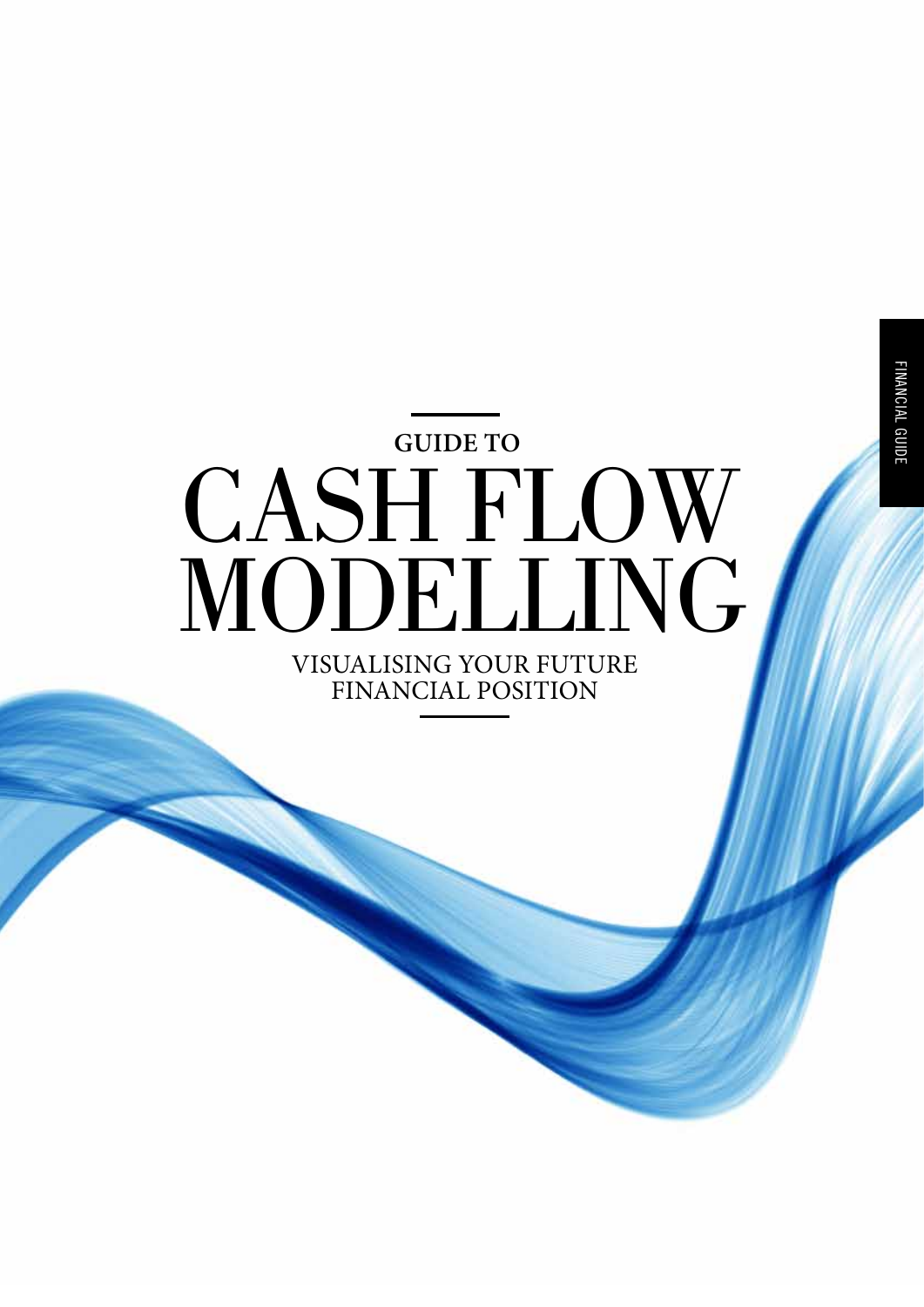FINANCIAL GUIDE

GUIDE TO

# CASH FLOW MODELLING

VISUALISING YOUR FUTURE FINANCIAL POSITION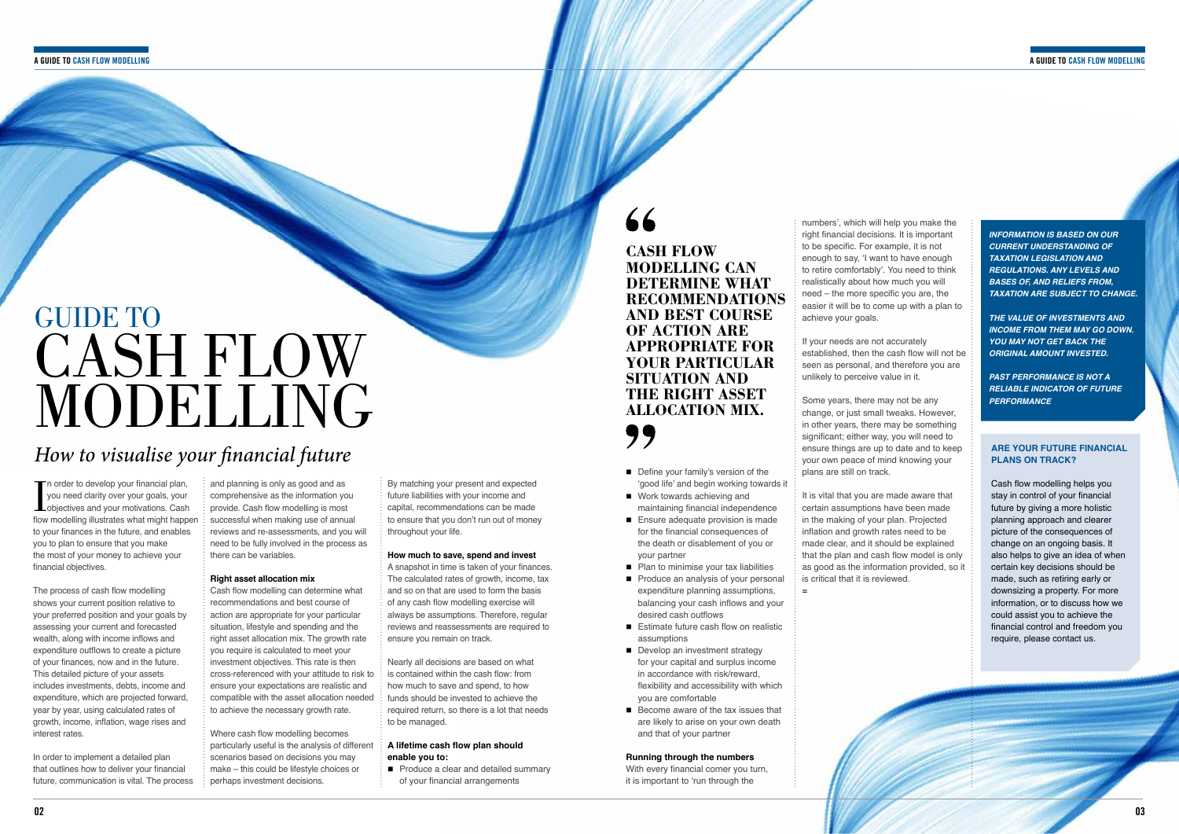# GUIDE TO CASH FLOW MODELLING

## *How to visualise your financial future*

In order to develop your financial plan, you need clarity over your goals, your objectives and your motivations. Cash flow modelling illustrates what might happen to your finances in the future, and enables you to plan to ensure that you make the most of your money to achieve your financial objectives.

The process of cash flow modelling shows your current position relative to your preferred position and your goals by assessing your current and forecasted wealth, along with income inflows and expenditure outflows to create a picture of your finances, now and in the future. This detailed picture of your assets includes investments, debts, income and expenditure, which are projected forward, year by year, using calculated rates of growth, income, inflation, wage rises and interest rates.

In order to implement a detailed plan that outlines how to deliver your financial future, communication is vital. The process and planning is only as good and as comprehensive as the information you provide. Cash flow modelling is most successful when making use of annual reviews and re-assessments, and you will need to be fully involved in the process as there can be variables.

### Right asset allocation mix

Cash flow modelling can determine what recommendations and best course of action are appropriate for your particular situation, lifestyle and spending and the right asset allocation mix. The growth rate you require is calculated to meet your investment objectives. This rate is then cross-referenced with your attitude to risk to ensure your expectations are realistic and compatible with the asset allocation needed to achieve the necessary growth rate.

Where cash flow modelling becomes particularly useful is the analysis of different scenarios based on decisions you may make – this could be lifestyle choices or perhaps investment decisions.

By matching your present and expected future liabilities with your income and capital, recommendations can be made to ensure that you don't run out of money throughout your life.

### How much to save, spend and invest

A snapshot in time is taken of your finances. The calculated rates of growth, income, tax and so on that are used to form the basis of any cash flow modelling exercise will always be assumptions. Therefore, regular reviews and reassessments are required to ensure you remain on track.

Nearly all decisions are based on what is contained within the cash flow: from how much to save and spend, to how funds should be invested to achieve the required return, so there is a lot that needs to be managed.

### A lifetime cash flow plan should enable you to:

- Produce a clear and detailed summary of your financial arrangements
- Define your family's version of the 'good life' and begin working towards it
- Work towards achieving and maintaining financial independence
- Ensure adequate provision is made for the financial consequences of the death or disablement of you or your partner
- Plan to minimise your tax liabilities
- Produce an analysis of your personal expenditure planning assumptions, balancing your cash inflows and your desired cash outflows
- Estimate future cash flow on realistic assumptions
- Develop an investment strategy for your capital and surplus income in accordance with risk/reward, flexibility and accessibility with which you are comfortable
- Become aware of the tax issues that are likely to arise on your own death and that of your partner

> **"CASH FLOW MODELLING CAN DETERMINE WHAT RECOMMENDATIONS AND BEST COURSE OF ACTION ARE APPROPRIATE FOR YOUR PARTICULAR SITUATION AND THE RIGHT ASSET ALLOCATION MIX."**

### Running through the numbers

With every financial corner you turn, it is important to 'run through the numbers', which will help you make the right financial decisions. It is important to be specific. For example, it is not enough to say, 'I want to have enough to retire comfortably'. You need to think realistically about how much you will need – the more specific you are, the easier it will be to come up with a plan to achieve your goals.

If your needs are not accurately established, then the cash flow will not be seen as personal, and therefore you are unlikely to perceive value in it.

Some years, there may not be any change, or just small tweaks. However, in other years, there may be something significant; either way, you will need to ensure things are up to date and to keep your own peace of mind knowing your plans are still on track.

It is vital that you are made aware that certain assumptions have been made in the making of your plan. Projected inflation and growth rates need to be made clear, and it should be explained that the plan and cash flow model is only as good as the information provided, so it is critical that it is reviewed.

***INFORMATION IS BASED ON OUR CURRENT UNDERSTANDING OF TAXATION LEGISLATION AND REGULATIONS. ANY LEVELS AND BASES OF, AND RELIEFS FROM, TAXATION ARE SUBJECT TO CHANGE.***

***THE VALUE OF INVESTMENTS AND INCOME FROM THEM MAY GO DOWN. YOU MAY NOT GET BACK THE ORIGINAL AMOUNT INVESTED.***

***PAST PERFORMANCE IS NOT A RELIABLE INDICATOR OF FUTURE PERFORMANCE***

### ARE YOUR FUTURE FINANCIAL PLANS ON TRACK?

Cash flow modelling helps you stay in control of your financial future by giving a more holistic planning approach and clearer picture of the consequences of change on an ongoing basis. It also helps to give an idea of when certain key decisions should be made, such as retiring early or downsizing a property. For more information, or to discuss how we could assist you to achieve the financial control and freedom you require, please contact us.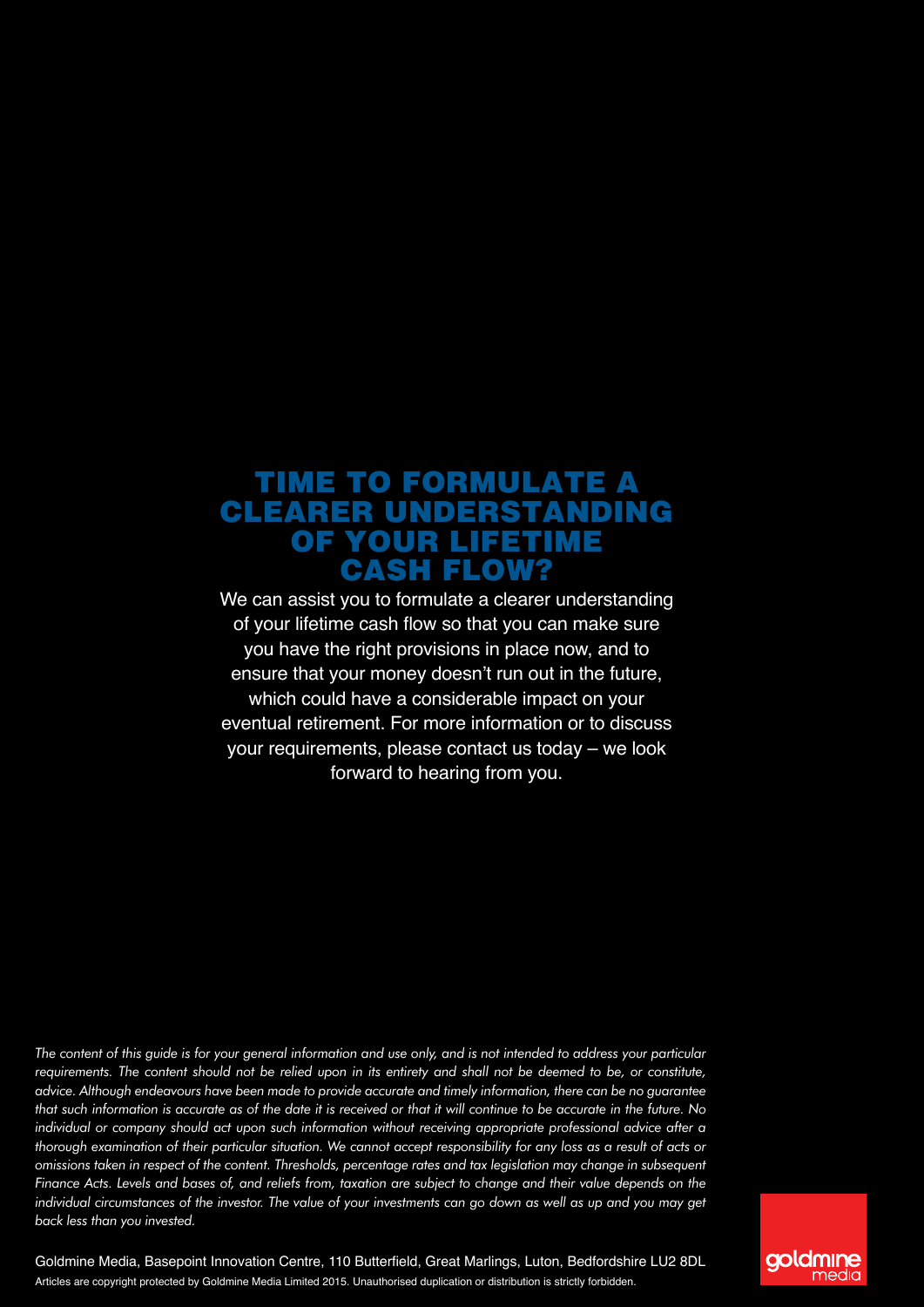# TIME TO FORMULATE A CLEARER UNDERSTANDING OF YOUR LIFETIME CASH FLOW?

We can assist you to formulate a clearer understanding of your lifetime cash flow so that you can make sure you have the right provisions in place now, and to ensure that your money doesn't run out in the future, which could have a considerable impact on your eventual retirement. For more information or to discuss your requirements, please contact us today – we look forward to hearing from you.

*The content of this guide is for your general information and use only, and is not intended to address your particular requirements. The content should not be relied upon in its entirety and shall not be deemed to be, or constitute, advice. Although endeavours have been made to provide accurate and timely information, there can be no guarantee that such information is accurate as of the date it is received or that it will continue to be accurate in the future. No individual or company should act upon such information without receiving appropriate professional advice after a thorough examination of their particular situation. We cannot accept responsibility for any loss as a result of acts or omissions taken in respect of the content. Thresholds, percentage rates and tax legislation may change in subsequent Finance Acts. Levels and bases of, and reliefs from, taxation are subject to change and their value depends on the individual circumstances of the investor. The value of your investments can go down as well as up and you may get back less than you invested.*

Goldmine Media, Basepoint Innovation Centre, 110 Butterfield, Great Marlings, Luton, Bedfordshire LU2 8DL

Articles are copyright protected by Goldmine Media Limited 2015. Unauthorised duplication or distribution is strictly forbidden.

goldmine media